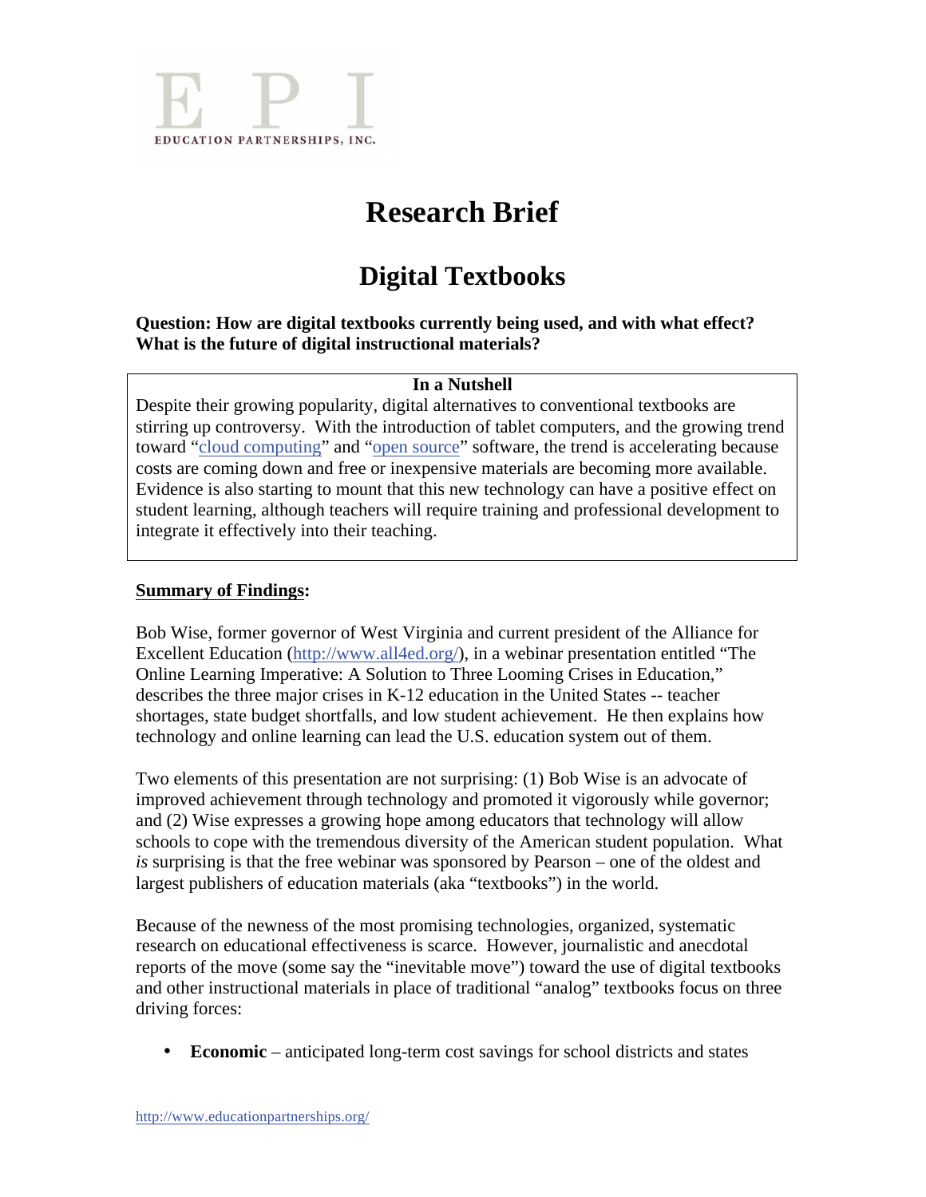EDUCATION PARTNERSHIPS, INC.

# Research Brief

## Digital Textbooks

**Question: How are digital textbooks currently being used, and with what effect? What is the future of digital instructional materials?**

**In a Nutshell**

Despite their growing popularity, digital alternatives to conventional textbooks are stirring up controversy. With the introduction of tablet computers, and the growing trend toward "cloud computing" and "open source" software, the trend is accelerating because costs are coming down and free or inexpensive materials are becoming more available. Evidence is also starting to mount that this new technology can have a positive effect on student learning, although teachers will require training and professional development to integrate it effectively into their teaching.

**Summary of Findings:**

Bob Wise, former governor of West Virginia and current president of the Alliance for Excellent Education (http://www.all4ed.org/), in a webinar presentation entitled "The Online Learning Imperative: A Solution to Three Looming Crises in Education," describes the three major crises in K-12 education in the United States -- teacher shortages, state budget shortfalls, and low student achievement. He then explains how technology and online learning can lead the U.S. education system out of them.

Two elements of this presentation are not surprising: (1) Bob Wise is an advocate of improved achievement through technology and promoted it vigorously while governor; and (2) Wise expresses a growing hope among educators that technology will allow schools to cope with the tremendous diversity of the American student population. What *is* surprising is that the free webinar was sponsored by Pearson – one of the oldest and largest publishers of education materials (aka "textbooks") in the world.

Because of the newness of the most promising technologies, organized, systematic research on educational effectiveness is scarce. However, journalistic and anecdotal reports of the move (some say the "inevitable move") toward the use of digital textbooks and other instructional materials in place of traditional "analog" textbooks focus on three driving forces:

- **Economic** – anticipated long-term cost savings for school districts and states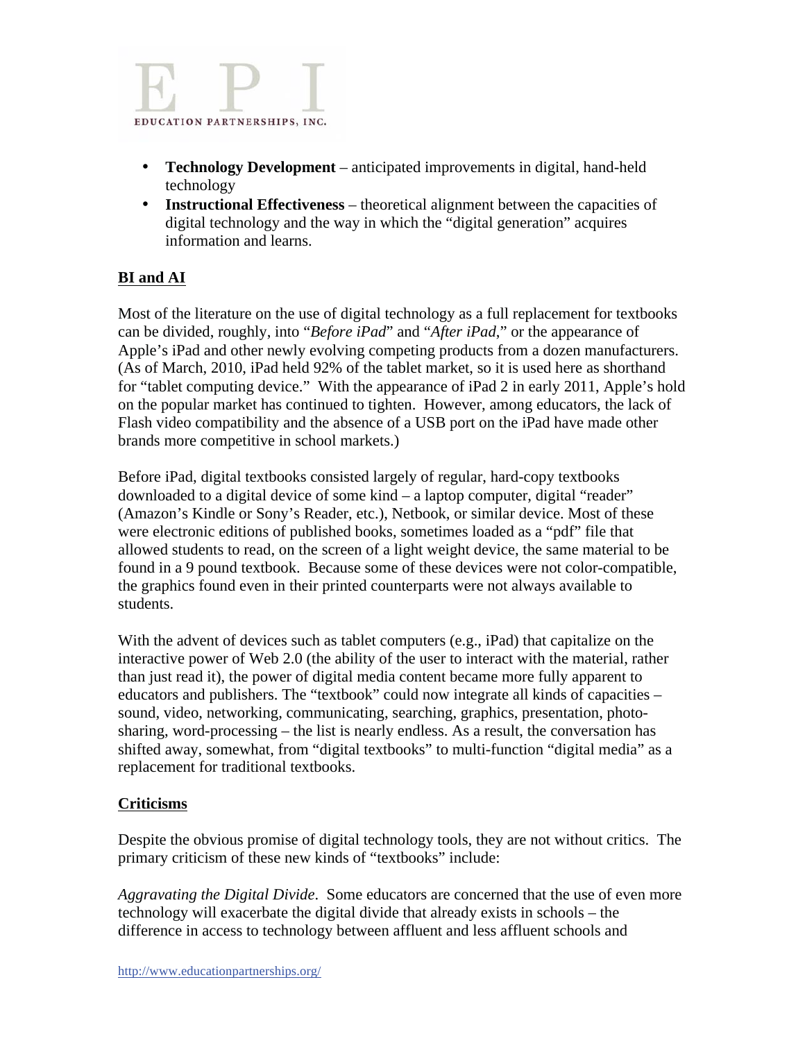- **Technology Development** – anticipated improvements in digital, hand-held technology
- **Instructional Effectiveness** – theoretical alignment between the capacities of digital technology and the way in which the "digital generation" acquires information and learns.

## BI and AI

Most of the literature on the use of digital technology as a full replacement for textbooks can be divided, roughly, into "*Before iPad*" and "*After iPad*," or the appearance of Apple's iPad and other newly evolving competing products from a dozen manufacturers. (As of March, 2010, iPad held 92% of the tablet market, so it is used here as shorthand for "tablet computing device." With the appearance of iPad 2 in early 2011, Apple's hold on the popular market has continued to tighten. However, among educators, the lack of Flash video compatibility and the absence of a USB port on the iPad have made other brands more competitive in school markets.)

Before iPad, digital textbooks consisted largely of regular, hard-copy textbooks downloaded to a digital device of some kind – a laptop computer, digital "reader" (Amazon's Kindle or Sony's Reader, etc.), Netbook, or similar device. Most of these were electronic editions of published books, sometimes loaded as a "pdf" file that allowed students to read, on the screen of a light weight device, the same material to be found in a 9 pound textbook. Because some of these devices were not color-compatible, the graphics found even in their printed counterparts were not always available to students.

With the advent of devices such as tablet computers (e.g., iPad) that capitalize on the interactive power of Web 2.0 (the ability of the user to interact with the material, rather than just read it), the power of digital media content became more fully apparent to educators and publishers. The "textbook" could now integrate all kinds of capacities – sound, video, networking, communicating, searching, graphics, presentation, photo-sharing, word-processing – the list is nearly endless. As a result, the conversation has shifted away, somewhat, from "digital textbooks" to multi-function "digital media" as a replacement for traditional textbooks.

## Criticisms

Despite the obvious promise of digital technology tools, they are not without critics. The primary criticism of these new kinds of "textbooks" include:

*Aggravating the Digital Divide*. Some educators are concerned that the use of even more technology will exacerbate the digital divide that already exists in schools – the difference in access to technology between affluent and less affluent schools and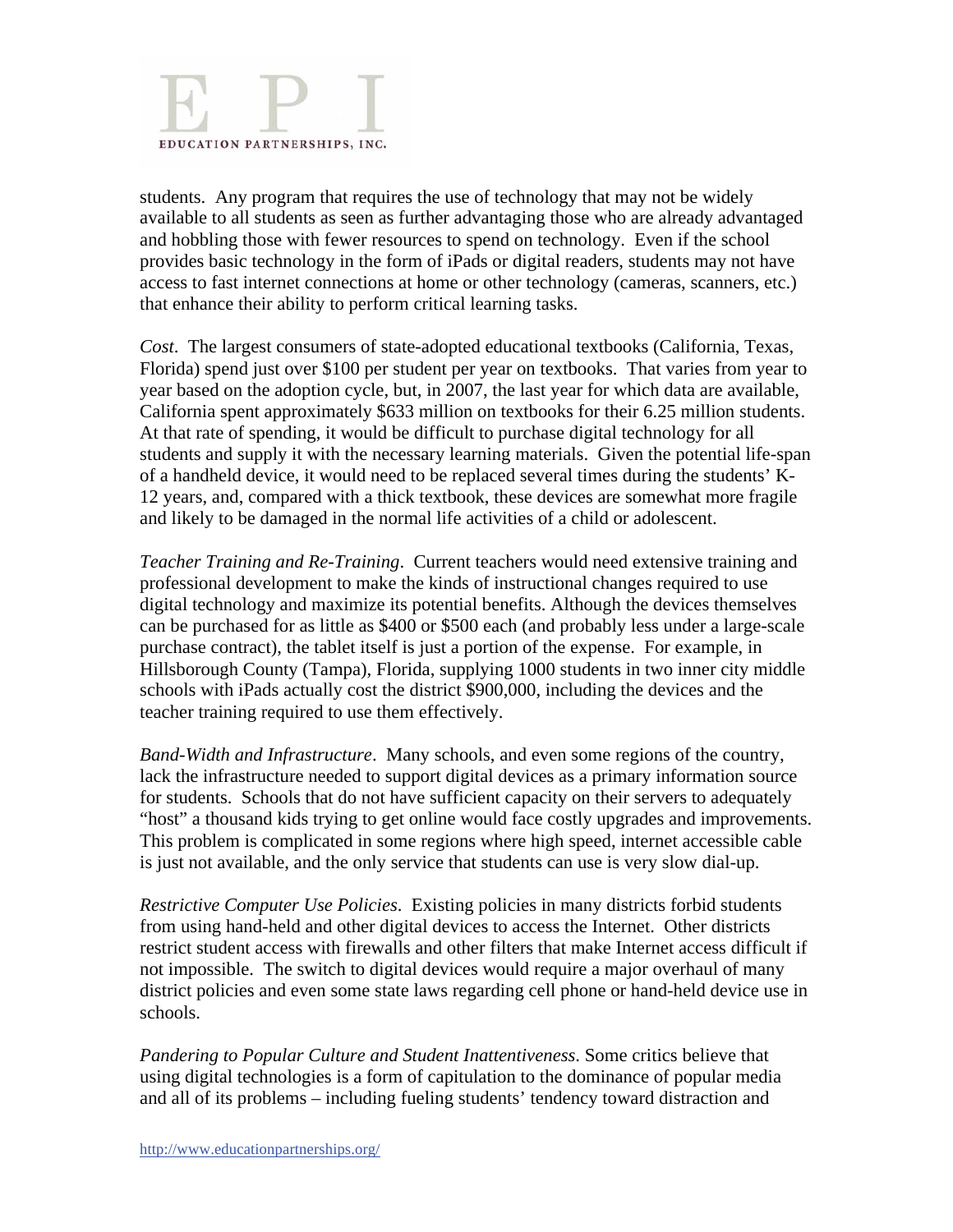students. Any program that requires the use of technology that may not be widely available to all students as seen as further advantaging those who are already advantaged and hobbling those with fewer resources to spend on technology. Even if the school provides basic technology in the form of iPads or digital readers, students may not have access to fast internet connections at home or other technology (cameras, scanners, etc.) that enhance their ability to perform critical learning tasks.

*Cost*. The largest consumers of state-adopted educational textbooks (California, Texas, Florida) spend just over $100 per student per year on textbooks. That varies from year to year based on the adoption cycle, but, in 2007, the last year for which data are available, California spent approximately $633 million on textbooks for their 6.25 million students. At that rate of spending, it would be difficult to purchase digital technology for all students and supply it with the necessary learning materials. Given the potential life-span of a handheld device, it would need to be replaced several times during the students' K-12 years, and, compared with a thick textbook, these devices are somewhat more fragile and likely to be damaged in the normal life activities of a child or adolescent.

*Teacher Training and Re-Training*. Current teachers would need extensive training and professional development to make the kinds of instructional changes required to use digital technology and maximize its potential benefits. Although the devices themselves can be purchased for as little as $400 or $500 each (and probably less under a large-scale purchase contract), the tablet itself is just a portion of the expense. For example, in Hillsborough County (Tampa), Florida, supplying 1000 students in two inner city middle schools with iPads actually cost the district $900,000, including the devices and the teacher training required to use them effectively.

*Band-Width and Infrastructure*. Many schools, and even some regions of the country, lack the infrastructure needed to support digital devices as a primary information source for students. Schools that do not have sufficient capacity on their servers to adequately "host" a thousand kids trying to get online would face costly upgrades and improvements. This problem is complicated in some regions where high speed, internet accessible cable is just not available, and the only service that students can use is very slow dial-up.

*Restrictive Computer Use Policies*. Existing policies in many districts forbid students from using hand-held and other digital devices to access the Internet. Other districts restrict student access with firewalls and other filters that make Internet access difficult if not impossible. The switch to digital devices would require a major overhaul of many district policies and even some state laws regarding cell phone or hand-held device use in schools.

*Pandering to Popular Culture and Student Inattentiveness*. Some critics believe that using digital technologies is a form of capitulation to the dominance of popular media and all of its problems – including fueling students' tendency toward distraction and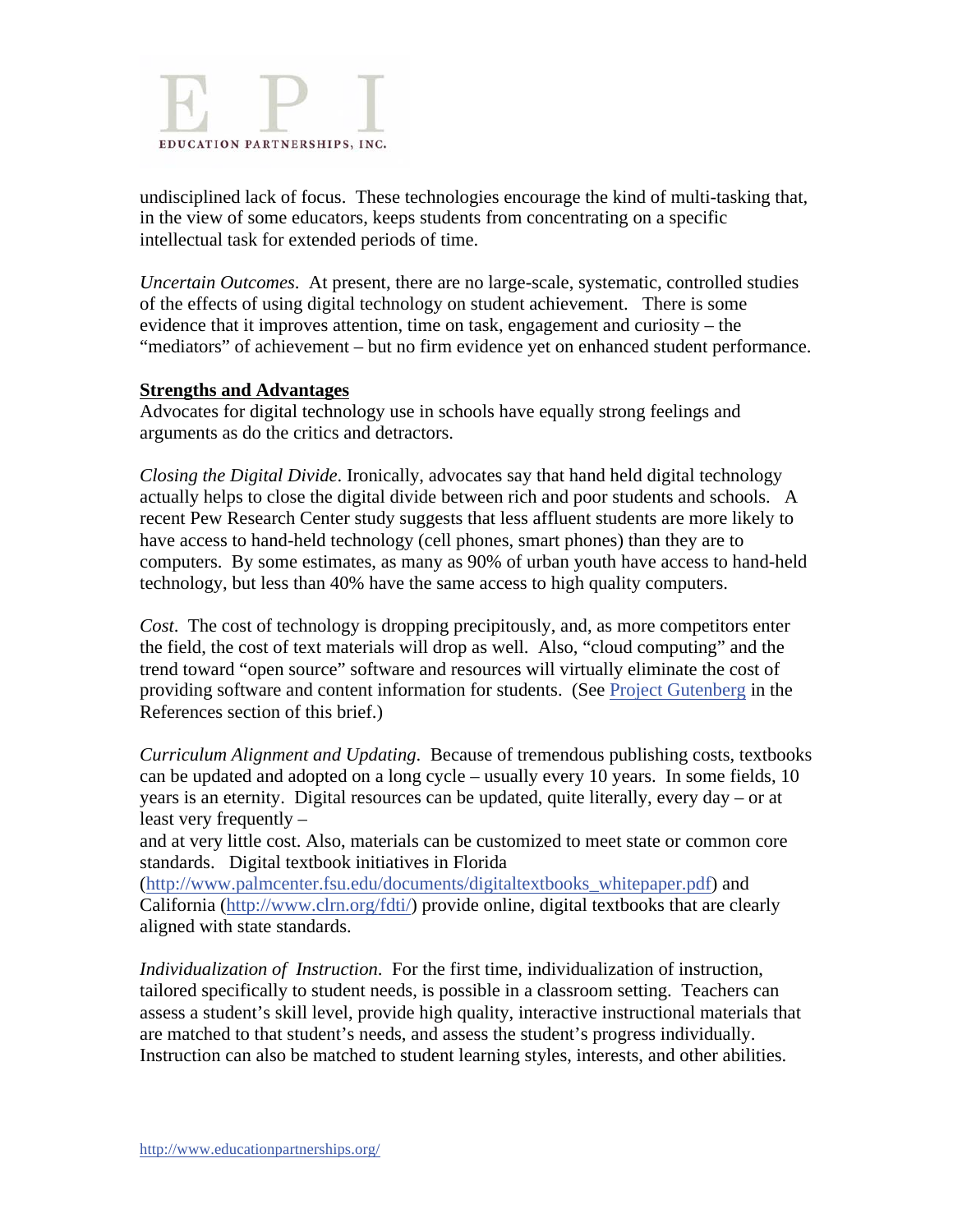undisciplined lack of focus. These technologies encourage the kind of multi-tasking that, in the view of some educators, keeps students from concentrating on a specific intellectual task for extended periods of time.

*Uncertain Outcomes*. At present, there are no large-scale, systematic, controlled studies of the effects of using digital technology on student achievement. There is some evidence that it improves attention, time on task, engagement and curiosity – the "mediators" of achievement – but no firm evidence yet on enhanced student performance.

**Strengths and Advantages**

Advocates for digital technology use in schools have equally strong feelings and arguments as do the critics and detractors.

*Closing the Digital Divide*. Ironically, advocates say that hand held digital technology actually helps to close the digital divide between rich and poor students and schools. A recent Pew Research Center study suggests that less affluent students are more likely to have access to hand-held technology (cell phones, smart phones) than they are to computers. By some estimates, as many as 90% of urban youth have access to hand-held technology, but less than 40% have the same access to high quality computers.

*Cost*. The cost of technology is dropping precipitously, and, as more competitors enter the field, the cost of text materials will drop as well. Also, "cloud computing" and the trend toward "open source" software and resources will virtually eliminate the cost of providing software and content information for students. (See Project Gutenberg in the References section of this brief.)

*Curriculum Alignment and Updating*. Because of tremendous publishing costs, textbooks can be updated and adopted on a long cycle – usually every 10 years. In some fields, 10 years is an eternity. Digital resources can be updated, quite literally, every day – or at least very frequently –
and at very little cost. Also, materials can be customized to meet state or common core standards. Digital textbook initiatives in Florida (http://www.palmcenter.fsu.edu/documents/digitaltextbooks_whitepaper.pdf) and California (http://www.clrn.org/fdti/) provide online, digital textbooks that are clearly aligned with state standards.

*Individualization of Instruction*. For the first time, individualization of instruction, tailored specifically to student needs, is possible in a classroom setting. Teachers can assess a student's skill level, provide high quality, interactive instructional materials that are matched to that student's needs, and assess the student's progress individually. Instruction can also be matched to student learning styles, interests, and other abilities.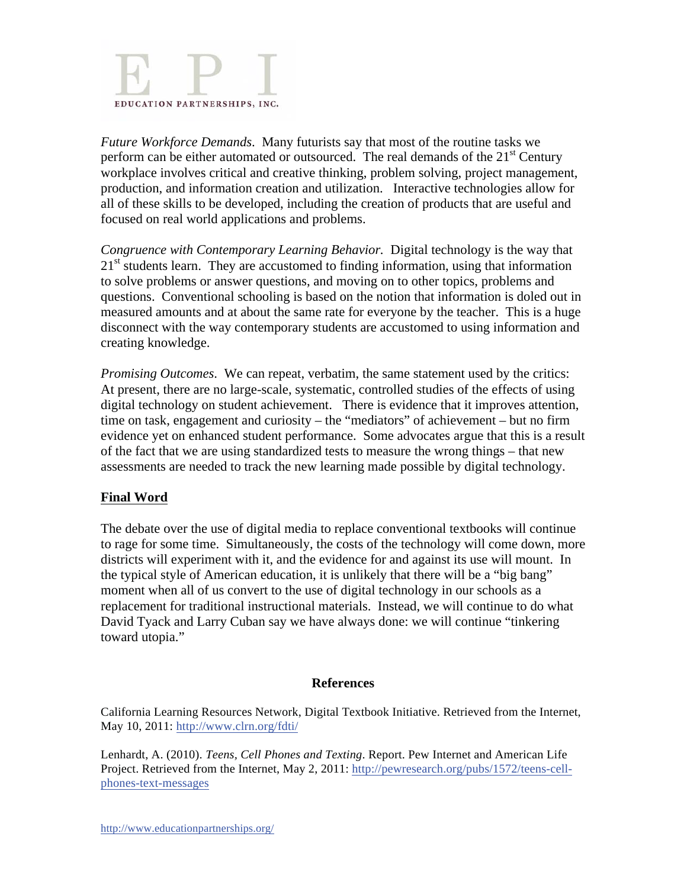*Future Workforce Demands*. Many futurists say that most of the routine tasks we perform can be either automated or outsourced. The real demands of the 21st Century workplace involves critical and creative thinking, problem solving, project management, production, and information creation and utilization. Interactive technologies allow for all of these skills to be developed, including the creation of products that are useful and focused on real world applications and problems.

*Congruence with Contemporary Learning Behavior.* Digital technology is the way that 21st students learn. They are accustomed to finding information, using that information to solve problems or answer questions, and moving on to other topics, problems and questions. Conventional schooling is based on the notion that information is doled out in measured amounts and at about the same rate for everyone by the teacher. This is a huge disconnect with the way contemporary students are accustomed to using information and creating knowledge.

*Promising Outcomes*. We can repeat, verbatim, the same statement used by the critics: At present, there are no large-scale, systematic, controlled studies of the effects of using digital technology on student achievement. There is evidence that it improves attention, time on task, engagement and curiosity – the "mediators" of achievement – but no firm evidence yet on enhanced student performance. Some advocates argue that this is a result of the fact that we are using standardized tests to measure the wrong things – that new assessments are needed to track the new learning made possible by digital technology.

## Final Word

The debate over the use of digital media to replace conventional textbooks will continue to rage for some time. Simultaneously, the costs of the technology will come down, more districts will experiment with it, and the evidence for and against its use will mount. In the typical style of American education, it is unlikely that there will be a "big bang" moment when all of us convert to the use of digital technology in our schools as a replacement for traditional instructional materials. Instead, we will continue to do what David Tyack and Larry Cuban say we have always done: we will continue "tinkering toward utopia."

## References

California Learning Resources Network, Digital Textbook Initiative. Retrieved from the Internet, May 10, 2011: http://www.clrn.org/fdti/

Lenhardt, A. (2010). *Teens, Cell Phones and Texting*. Report. Pew Internet and American Life Project. Retrieved from the Internet, May 2, 2011: http://pewresearch.org/pubs/1572/teens-cell-phones-text-messages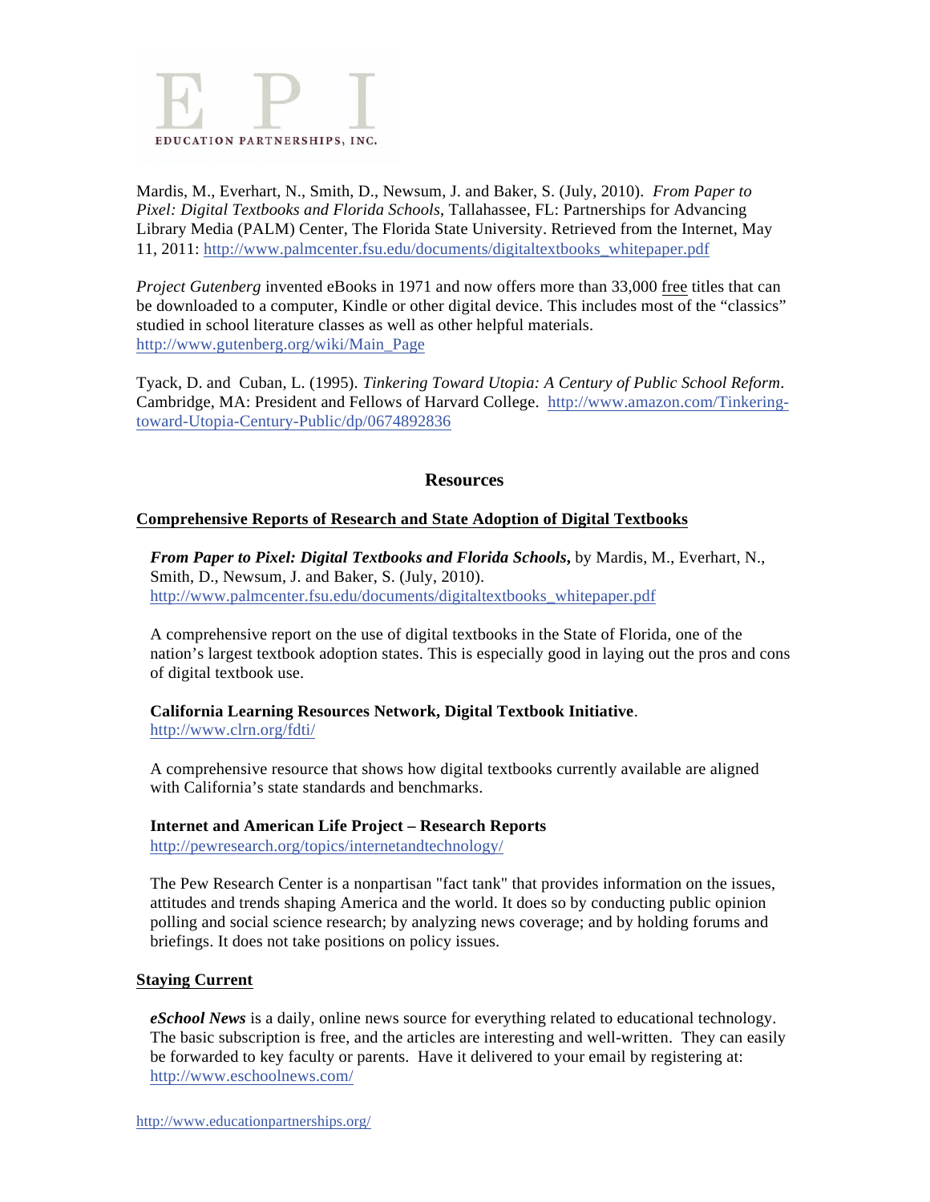Mardis, M., Everhart, N., Smith, D., Newsum, J. and Baker, S. (July, 2010). *From Paper to Pixel: Digital Textbooks and Florida Schools*, Tallahassee, FL: Partnerships for Advancing Library Media (PALM) Center, The Florida State University. Retrieved from the Internet, May 11, 2011: http://www.palmcenter.fsu.edu/documents/digitaltextbooks_whitepaper.pdf

*Project Gutenberg* invented eBooks in 1971 and now offers more than 33,000 free titles that can be downloaded to a computer, Kindle or other digital device. This includes most of the "classics" studied in school literature classes as well as other helpful materials. http://www.gutenberg.org/wiki/Main_Page

Tyack, D. and Cuban, L. (1995). *Tinkering Toward Utopia: A Century of Public School Reform*. Cambridge, MA: President and Fellows of Harvard College. http://www.amazon.com/Tinkering-toward-Utopia-Century-Public/dp/0674892836

## Resources

### Comprehensive Reports of Research and State Adoption of Digital Textbooks

***From Paper to Pixel: Digital Textbooks and Florida Schools*,** by Mardis, M., Everhart, N., Smith, D., Newsum, J. and Baker, S. (July, 2010). http://www.palmcenter.fsu.edu/documents/digitaltextbooks_whitepaper.pdf

A comprehensive report on the use of digital textbooks in the State of Florida, one of the nation's largest textbook adoption states. This is especially good in laying out the pros and cons of digital textbook use.

**California Learning Resources Network, Digital Textbook Initiative**. http://www.clrn.org/fdti/

A comprehensive resource that shows how digital textbooks currently available are aligned with California's state standards and benchmarks.

**Internet and American Life Project – Research Reports**
http://pewresearch.org/topics/internetandtechnology/

The Pew Research Center is a nonpartisan "fact tank" that provides information on the issues, attitudes and trends shaping America and the world. It does so by conducting public opinion polling and social science research; by analyzing news coverage; and by holding forums and briefings. It does not take positions on policy issues.

### Staying Current

***eSchool News*** is a daily, online news source for everything related to educational technology. The basic subscription is free, and the articles are interesting and well-written. They can easily be forwarded to key faculty or parents. Have it delivered to your email by registering at: http://www.eschoolnews.com/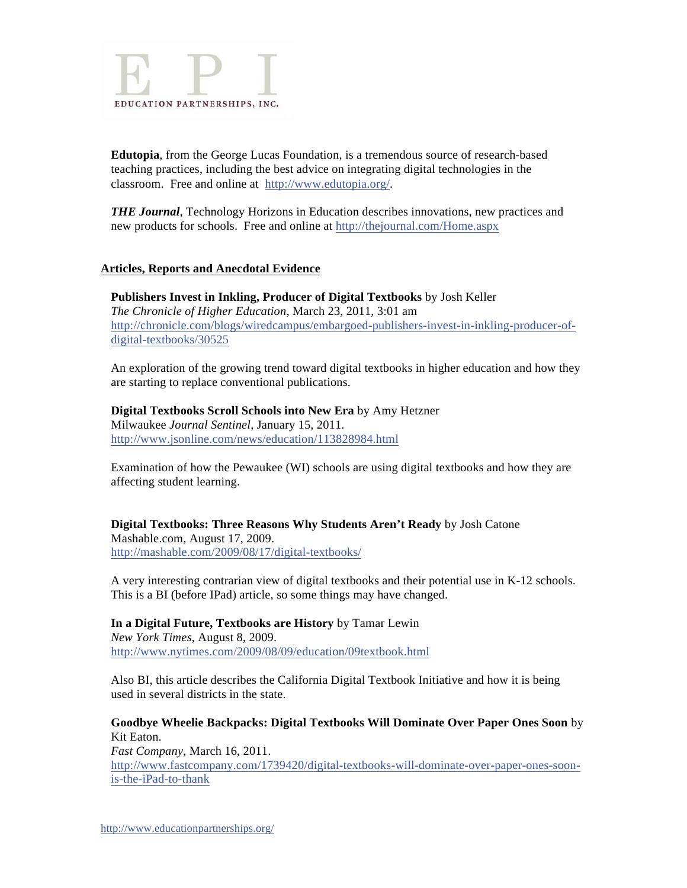**Edutopia**, from the George Lucas Foundation, is a tremendous source of research-based teaching practices, including the best advice on integrating digital technologies in the classroom. Free and online at http://www.edutopia.org/.

***THE Journal***, Technology Horizons in Education describes innovations, new practices and new products for schools. Free and online at http://thejournal.com/Home.aspx

## Articles, Reports and Anecdotal Evidence

**Publishers Invest in Inkling, Producer of Digital Textbooks** by Josh Keller
*The Chronicle of Higher Education*, March 23, 2011, 3:01 am
http://chronicle.com/blogs/wiredcampus/embargoed-publishers-invest-in-inkling-producer-of-digital-textbooks/30525

An exploration of the growing trend toward digital textbooks in higher education and how they are starting to replace conventional publications.

**Digital Textbooks Scroll Schools into New Era** by Amy Hetzner
Milwaukee *Journal Sentinel*, January 15, 2011.
http://www.jsonline.com/news/education/113828984.html

Examination of how the Pewaukee (WI) schools are using digital textbooks and how they are affecting student learning.

**Digital Textbooks: Three Reasons Why Students Aren't Ready** by Josh Catone
Mashable.com, August 17, 2009.
http://mashable.com/2009/08/17/digital-textbooks/

A very interesting contrarian view of digital textbooks and their potential use in K-12 schools. This is a BI (before IPad) article, so some things may have changed.

**In a Digital Future, Textbooks are History** by Tamar Lewin
*New York Times*, August 8, 2009.
http://www.nytimes.com/2009/08/09/education/09textbook.html

Also BI, this article describes the California Digital Textbook Initiative and how it is being used in several districts in the state.

**Goodbye Wheelie Backpacks: Digital Textbooks Will Dominate Over Paper Ones Soon** by Kit Eaton.
*Fast Company*, March 16, 2011.
http://www.fastcompany.com/1739420/digital-textbooks-will-dominate-over-paper-ones-soon-is-the-iPad-to-thank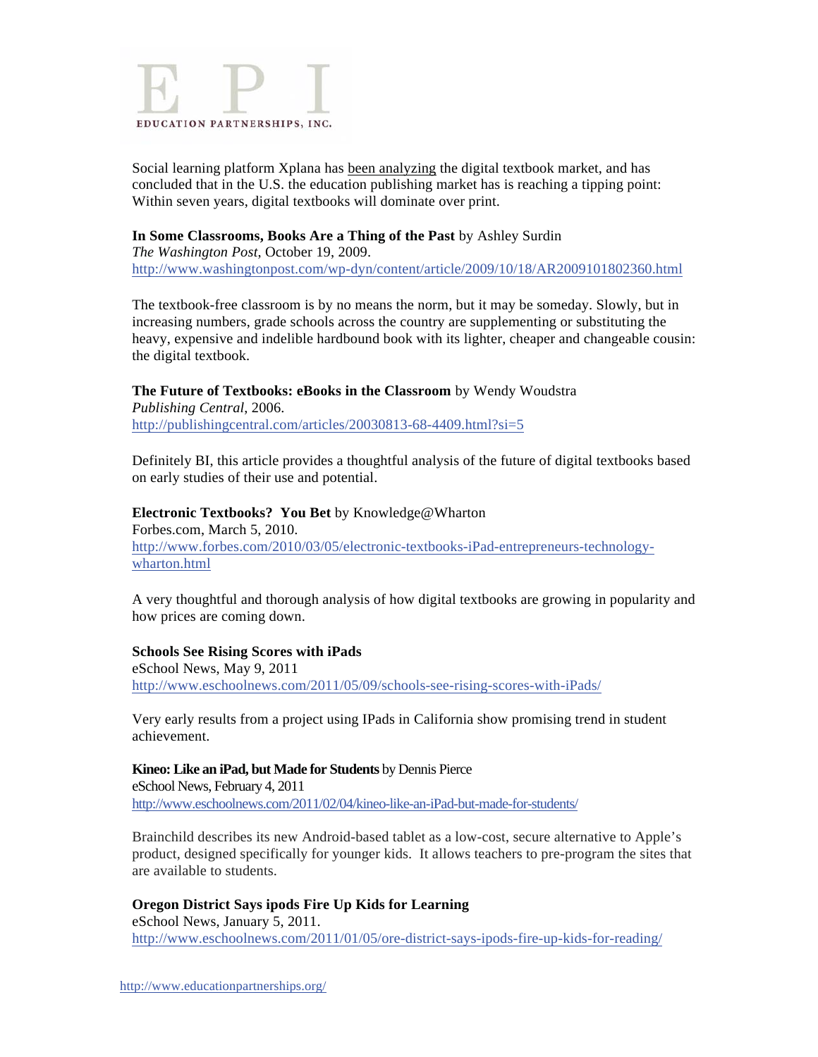Social learning platform Xplana has been analyzing the digital textbook market, and has concluded that in the U.S. the education publishing market has is reaching a tipping point: Within seven years, digital textbooks will dominate over print.

**In Some Classrooms, Books Are a Thing of the Past** by Ashley Surdin
*The Washington Post*, October 19, 2009.
http://www.washingtonpost.com/wp-dyn/content/article/2009/10/18/AR2009101802360.html

The textbook-free classroom is by no means the norm, but it may be someday. Slowly, but in increasing numbers, grade schools across the country are supplementing or substituting the heavy, expensive and indelible hardbound book with its lighter, cheaper and changeable cousin: the digital textbook.

**The Future of Textbooks: eBooks in the Classroom** by Wendy Woudstra
*Publishing Central*, 2006.
http://publishingcentral.com/articles/20030813-68-4409.html?si=5

Definitely BI, this article provides a thoughtful analysis of the future of digital textbooks based on early studies of their use and potential.

**Electronic Textbooks? You Bet** by Knowledge@Wharton
Forbes.com, March 5, 2010.
http://www.forbes.com/2010/03/05/electronic-textbooks-iPad-entrepreneurs-technology-wharton.html

A very thoughtful and thorough analysis of how digital textbooks are growing in popularity and how prices are coming down.

**Schools See Rising Scores with iPads**
eSchool News, May 9, 2011
http://www.eschoolnews.com/2011/05/09/schools-see-rising-scores-with-iPads/

Very early results from a project using IPads in California show promising trend in student achievement.

**Kineo: Like an iPad, but Made for Students** by Dennis Pierce
eSchool News, February 4, 2011
http://www.eschoolnews.com/2011/02/04/kineo-like-an-iPad-but-made-for-students/

Brainchild describes its new Android-based tablet as a low-cost, secure alternative to Apple's product, designed specifically for younger kids. It allows teachers to pre-program the sites that are available to students.

**Oregon District Says ipods Fire Up Kids for Learning**
eSchool News, January 5, 2011.
http://www.eschoolnews.com/2011/01/05/ore-district-says-ipods-fire-up-kids-for-reading/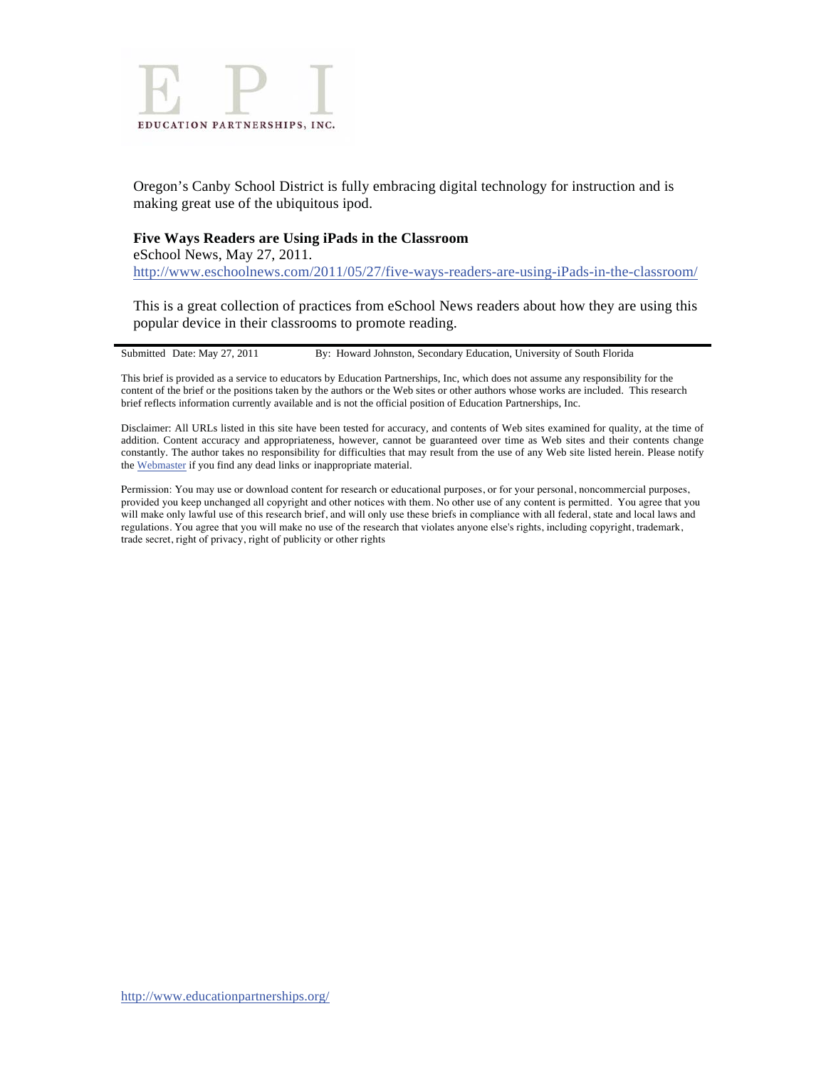EPI

EDUCATION PARTNERSHIPS, INC.

Oregon's Canby School District is fully embracing digital technology for instruction and is making great use of the ubiquitous ipod.

**Five Ways Readers are Using iPads in the Classroom**
eSchool News, May 27, 2011.
http://www.eschoolnews.com/2011/05/27/five-ways-readers-are-using-iPads-in-the-classroom/

This is a great collection of practices from eSchool News readers about how they are using this popular device in their classrooms to promote reading.

---

Submitted Date: May 27, 2011 By: Howard Johnston, Secondary Education, University of South Florida

This brief is provided as a service to educators by Education Partnerships, Inc, which does not assume any responsibility for the content of the brief or the positions taken by the authors or the Web sites or other authors whose works are included. This research brief reflects information currently available and is not the official position of Education Partnerships, Inc.

Disclaimer: All URLs listed in this site have been tested for accuracy, and contents of Web sites examined for quality, at the time of addition. Content accuracy and appropriateness, however, cannot be guaranteed over time as Web sites and their contents change constantly. The author takes no responsibility for difficulties that may result from the use of any Web site listed herein. Please notify the Webmaster if you find any dead links or inappropriate material.

Permission: You may use or download content for research or educational purposes, or for your personal, noncommercial purposes, provided you keep unchanged all copyright and other notices with them. No other use of any content is permitted. You agree that you will make only lawful use of this research brief, and will only use these briefs in compliance with all federal, state and local laws and regulations. You agree that you will make no use of the research that violates anyone else's rights, including copyright, trademark, trade secret, right of privacy, right of publicity or other rights

http://www.educationpartnerships.org/